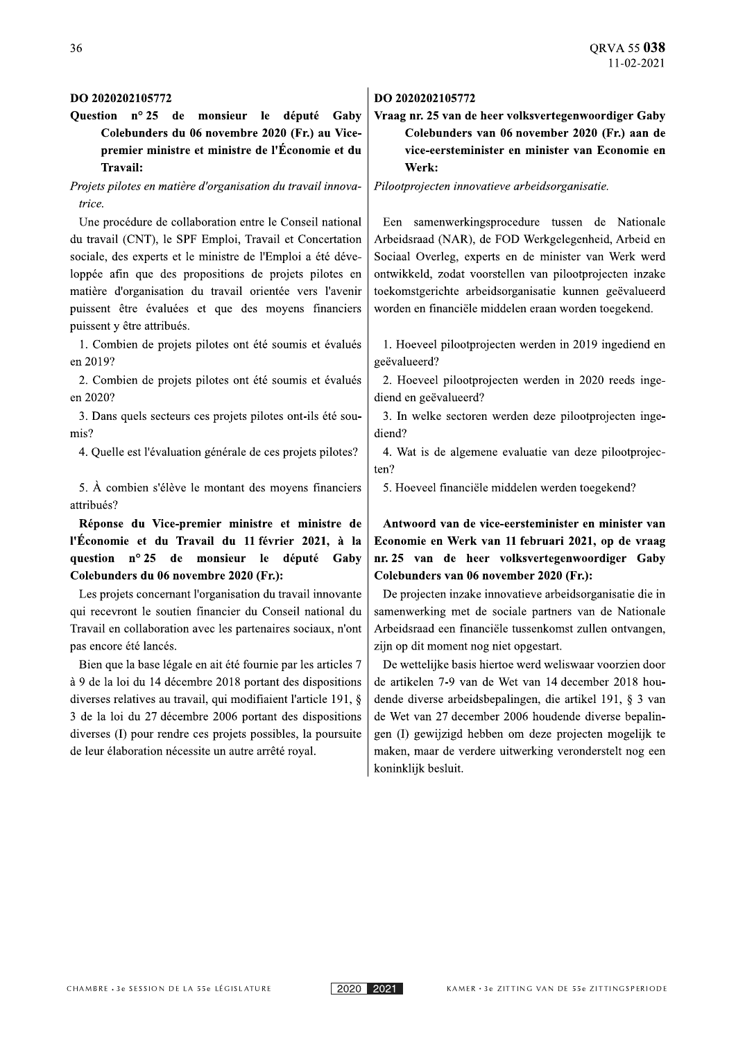## DO 2020202105772

### Question n° 25 de monsieur le député Gaby Colebunders du 06 novembre 2020 (Fr.) au Vice-premier ministre et ministre de l'Économie et du Travail:

*Projets pilotes en matière d'organisation du travail innovatrice.*

Une procédure de collaboration entre le Conseil national du travail (CNT), le SPF Emploi, Travail et Concertation sociale, des experts et le ministre de l'Emploi a été développée afin que des propositions de projets pilotes en matière d'organisation du travail orientée vers l'avenir puissent être évaluées et que des moyens financiers puissent y être attribués.

1. Combien de projets pilotes ont été soumis et évalués en 2019?
2. Combien de projets pilotes ont été soumis et évalués en 2020?
3. Dans quels secteurs ces projets pilotes ont-ils été soumis?
4. Quelle est l'évaluation générale de ces projets pilotes?
5. À combien s'élève le montant des moyens financiers attribués?

**Réponse du Vice-premier ministre et ministre de l'Économie et du Travail du 11 février 2021, à la question n° 25 de monsieur le député Gaby Colebunders du 06 novembre 2020 (Fr.):**

Les projets concernant l'organisation du travail innovante qui recevront le soutien financier du Conseil national du Travail en collaboration avec les partenaires sociaux, n'ont pas encore été lancés.

Bien que la base légale en ait été fournie par les articles 7 à 9 de la loi du 14 décembre 2018 portant des dispositions diverses relatives au travail, qui modifiaient l'article 191, § 3 de la loi du 27 décembre 2006 portant des dispositions diverses (I) pour rendre ces projets possibles, la poursuite de leur élaboration nécessite un autre arrêté royal.

## DO 2020202105772

### Vraag nr. 25 van de heer volksvertegenwoordiger Gaby Colebunders van 06 november 2020 (Fr.) aan de vice-eersteminister en minister van Economie en Werk:

*Pilootprojecten innovatieve arbeidsorganisatie.*

Een samenwerkingsprocedure tussen de Nationale Arbeidsraad (NAR), de FOD Werkgelegenheid, Arbeid en Sociaal Overleg, experts en de minister van Werk werd ontwikkeld, zodat voorstellen van pilootprojecten inzake toekomstgerichte arbeidsorganisatie kunnen geëvalueerd worden en financiële middelen eraan worden toegekend.

1. Hoeveel pilootprojecten werden in 2019 ingediend en geëvalueerd?
2. Hoeveel pilootprojecten werden in 2020 reeds ingediend en geëvalueerd?
3. In welke sectoren werden deze pilootprojecten ingediend?
4. Wat is de algemene evaluatie van deze pilootprojecten?
5. Hoeveel financiële middelen werden toegekend?

**Antwoord van de vice-eersteminister en minister van Economie en Werk van 11 februari 2021, op de vraag nr. 25 van de heer volksvertegenwoordiger Gaby Colebunders van 06 november 2020 (Fr.):**

De projecten inzake innovatieve arbeidsorganisatie die in samenwerking met de sociale partners van de Nationale Arbeidsraad een financiële tussenkomst zullen ontvangen, zijn op dit moment nog niet opgestart.

De wettelijke basis hiertoe werd weliswaar voorzien door de artikelen 7-9 van de Wet van 14 december 2018 houdende diverse arbeidsbepalingen, die artikel 191, § 3 van de Wet van 27 december 2006 houdende diverse bepalingen (I) gewijzigd hebben om deze projecten mogelijk te maken, maar de verdere uitwerking veronderstelt nog een koninklijk besluit.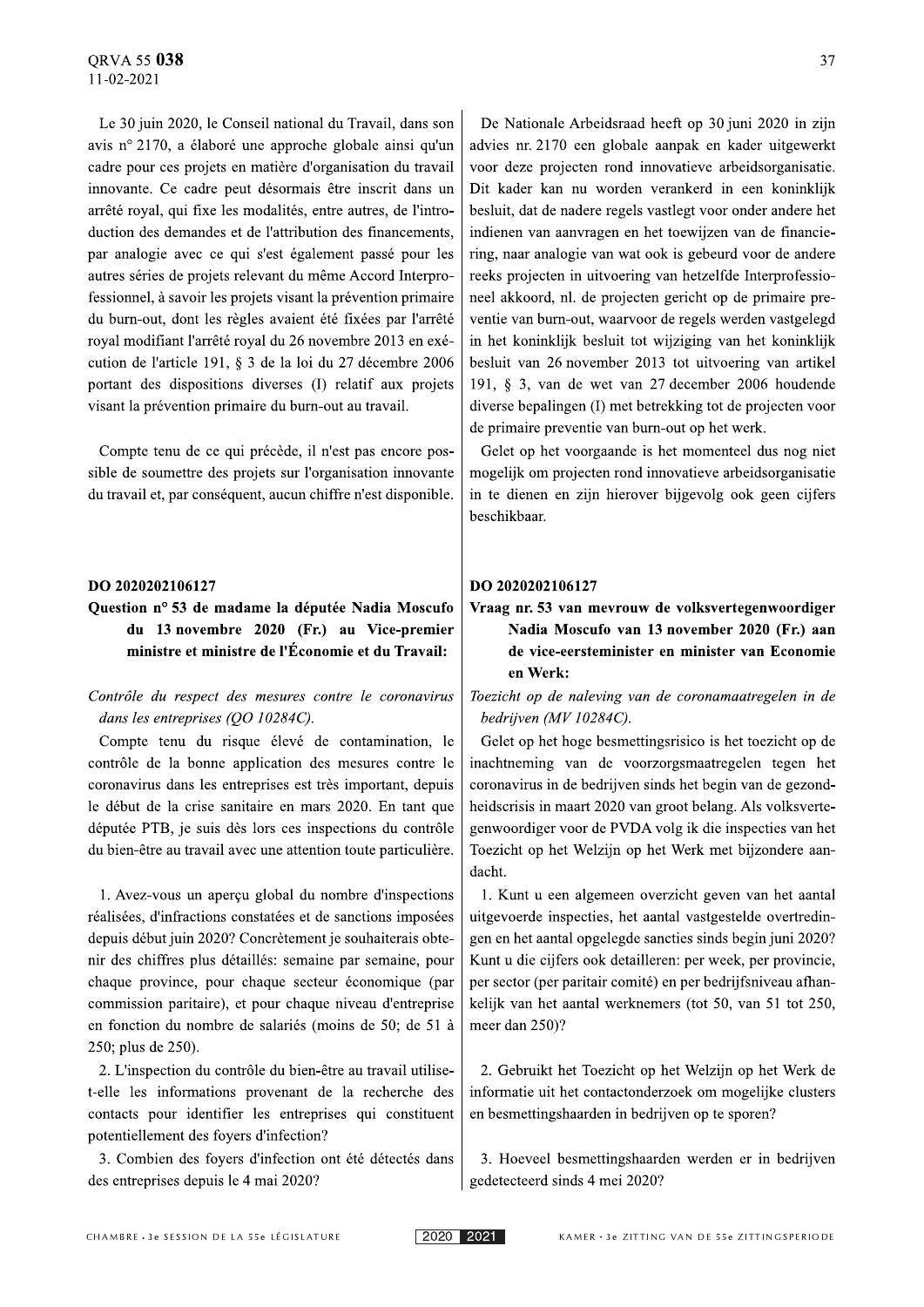Le 30 juin 2020, le Conseil national du Travail, dans son avis n° 2170, a élaboré une approche globale ainsi qu'un cadre pour ces projets en matière d'organisation du travail innovante. Ce cadre peut désormais être inscrit dans un arrêté royal, qui fixe les modalités, entre autres, de l'introduction des demandes et de l'attribution des financements, par analogie avec ce qui s'est également passé pour les autres séries de projets relevant du même Accord Interprofessionnel, à savoir les projets visant la prévention primaire du burn-out, dont les règles avaient été fixées par l'arrêté royal modifiant l'arrêté royal du 26 novembre 2013 en exécution de l'article 191, § 3 de la loi du 27 décembre 2006 portant des dispositions diverses (I) relatif aux projets visant la prévention primaire du burn-out au travail.

Compte tenu de ce qui précède, il n'est pas encore possible de soumettre des projets sur l'organisation innovante du travail et, par conséquent, aucun chiffre n'est disponible.

De Nationale Arbeidsraad heeft op 30 juni 2020 in zijn advies nr. 2170 een globale aanpak en kader uitgewerkt voor deze projecten rond innovatieve arbeidsorganisatie. Dit kader kan nu worden verankerd in een koninklijk besluit, dat de nadere regels vastlegt voor onder andere het indienen van aanvragen en het toewijzen van de financiering, naar analogie van wat ook is gebeurd voor de andere reeks projecten in uitvoering van hetzelfde Interprofessioneel akkoord, nl. de projecten gericht op de primaire preventie van burn-out, waarvoor de regels werden vastgelegd in het koninklijk besluit tot wijziging van het koninklijk besluit van 26 november 2013 tot uitvoering van artikel 191, § 3, van de wet van 27 december 2006 houdende diverse bepalingen (I) met betrekking tot de projecten voor de primaire preventie van burn-out op het werk.

Gelet op het voorgaande is het momenteel dus nog niet mogelijk om projecten rond innovatieve arbeidsorganisatie in te dienen en zijn hierover bijgevolg ook geen cijfers beschikbaar.

**DO 2020202106127**

### Question n° 53 de madame la députée Nadia Moscufo du 13 novembre 2020 (Fr.) au Vice-premier ministre et ministre de l'Économie et du Travail:

*Contrôle du respect des mesures contre le coronavirus dans les entreprises (QO 10284C).*

Compte tenu du risque élevé de contamination, le contrôle de la bonne application des mesures contre le coronavirus dans les entreprises est très important, depuis le début de la crise sanitaire en mars 2020. En tant que députée PTB, je suis dès lors ces inspections du contrôle du bien-être au travail avec une attention toute particulière.

1. Avez-vous un aperçu global du nombre d'inspections réalisées, d'infractions constatées et de sanctions imposées depuis début juin 2020? Concrètement je souhaiterais obtenir des chiffres plus détaillés: semaine par semaine, pour chaque province, pour chaque secteur économique (par commission paritaire), et pour chaque niveau d'entreprise en fonction du nombre de salariés (moins de 50; de 51 à 250; plus de 250).

2. L'inspection du contrôle du bien-être au travail utilise-t-elle les informations provenant de la recherche des contacts pour identifier les entreprises qui constituent potentiellement des foyers d'infection?

3. Combien des foyers d'infection ont été détectés dans des entreprises depuis le 4 mai 2020?

**DO 2020202106127**

### Vraag nr. 53 van mevrouw de volksvertegenwoordiger Nadia Moscufo van 13 november 2020 (Fr.) aan de vice-eersteminister en minister van Economie en Werk:

*Toezicht op de naleving van de coronamaatregelen in de bedrijven (MV 10284C).*

Gelet op het hoge besmettingsrisico is het toezicht op de inachtneming van de voorzorgsmaatregelen tegen het coronavirus in de bedrijven sinds het begin van de gezondheidscrisis in maart 2020 van groot belang. Als volksvertegenwoordiger voor de PVDA volg ik die inspecties van het Toezicht op het Welzijn op het Werk met bijzondere aandacht.

1. Kunt u een algemeen overzicht geven van het aantal uitgevoerde inspecties, het aantal vastgestelde overtredingen en het aantal opgelegde sancties sinds begin juni 2020? Kunt u die cijfers ook detailleren: per week, per provincie, per sector (per paritair comité) en per bedrijfsniveau afhankelijk van het aantal werknemers (tot 50, van 51 tot 250, meer dan 250)?

2. Gebruikt het Toezicht op het Welzijn op het Werk de informatie uit het contactonderzoek om mogelijke clusters en besmettingshaarden in bedrijven op te sporen?

3. Hoeveel besmettingshaarden werden er in bedrijven gedetecteerd sinds 4 mei 2020?